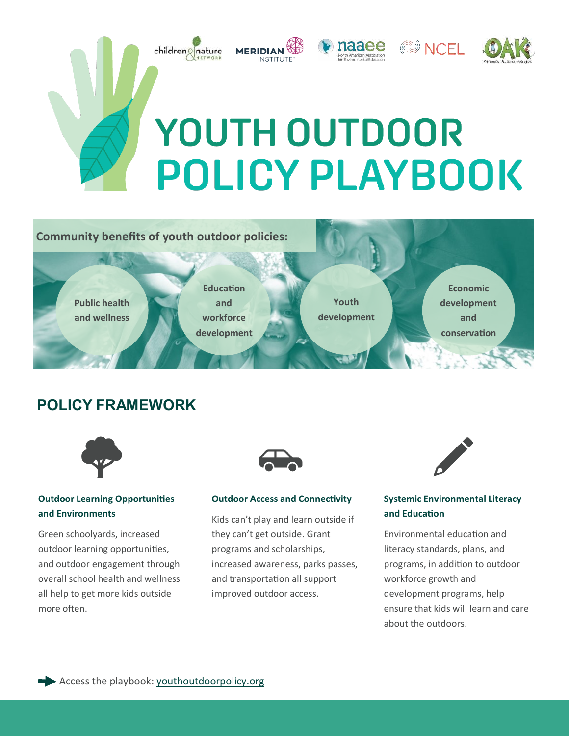# YOUTH OUTDOOR POLICY PLAYBOOK

**Community benefits of youth outdoor policies:**

- Public health and wellness
- Education and workforce development
- Youth development
- Economic development and conservation

## POLICY FRAMEWORK

### Outdoor Learning Opportunities and Environments

Green schoolyards, increased outdoor learning opportunities, and outdoor engagement through overall school health and wellness all help to get more kids outside more often.

### Outdoor Access and Connectivity

Kids can't play and learn outside if they can't get outside. Grant programs and scholarships, increased awareness, parks passes, and transportation all support improved outdoor access.

### Systemic Environmental Literacy and Education

Environmental education and literacy standards, plans, and programs, in addition to outdoor workforce growth and development programs, help ensure that kids will learn and care about the outdoors.

Access the playbook: youthoutdoorpolicy.org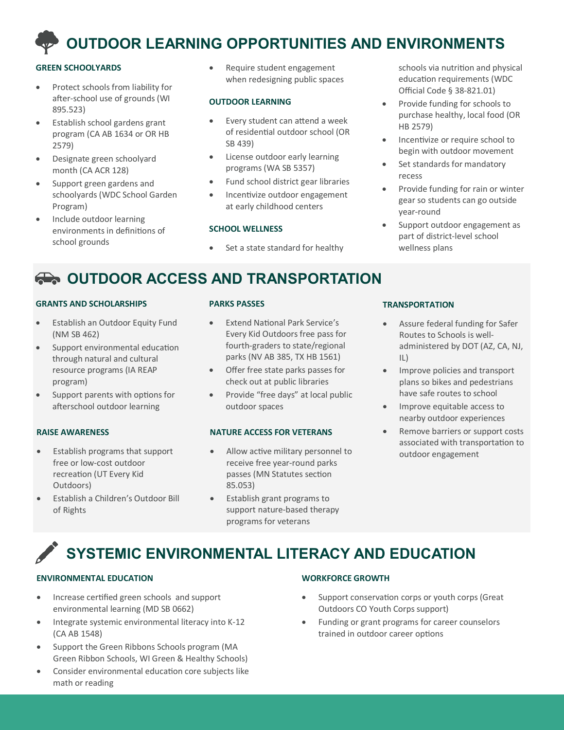# OUTDOOR LEARNING OPPORTUNITIES AND ENVIRONMENTS

### GREEN SCHOOLYARDS

- Protect schools from liability for after-school use of grounds (WI 895.523)
- Establish school gardens grant program (CA AB 1634 or OR HB 2579)
- Designate green schoolyard month (CA ACR 128)
- Support green gardens and schoolyards (WDC School Garden Program)
- Include outdoor learning environments in definitions of school grounds
- Require student engagement when redesigning public spaces

### OUTDOOR LEARNING

- Every student can attend a week of residential outdoor school (OR SB 439)
- License outdoor early learning programs (WA SB 5357)
- Fund school district gear libraries
- Incentivize outdoor engagement at early childhood centers

### SCHOOL WELLNESS

- Set a state standard for healthy schools via nutrition and physical education requirements (WDC Official Code § 38-821.01)
- Provide funding for schools to purchase healthy, local food (OR HB 2579)
- Incentivize or require school to begin with outdoor movement
- Set standards for mandatory recess
- Provide funding for rain or winter gear so students can go outside year-round
- Support outdoor engagement as part of district-level school wellness plans

# OUTDOOR ACCESS AND TRANSPORTATION

### GRANTS AND SCHOLARSHIPS

- Establish an Outdoor Equity Fund (NM SB 462)
- Support environmental education through natural and cultural resource programs (IA REAP program)
- Support parents with options for afterschool outdoor learning

### RAISE AWARENESS

- Establish programs that support free or low-cost outdoor recreation (UT Every Kid Outdoors)
- Establish a Children's Outdoor Bill of Rights

### PARKS PASSES

- Extend National Park Service's Every Kid Outdoors free pass for fourth-graders to state/regional parks (NV AB 385, TX HB 1561)
- Offer free state parks passes for check out at public libraries
- Provide "free days" at local public outdoor spaces

### NATURE ACCESS FOR VETERANS

- Allow active military personnel to receive free year-round parks passes (MN Statutes section 85.053)
- Establish grant programs to support nature-based therapy programs for veterans

### TRANSPORTATION

- Assure federal funding for Safer Routes to Schools is well-administered by DOT (AZ, CA, NJ, IL)
- Improve policies and transport plans so bikes and pedestrians have safe routes to school
- Improve equitable access to nearby outdoor experiences
- Remove barriers or support costs associated with transportation to outdoor engagement

# SYSTEMIC ENVIRONMENTAL LITERACY AND EDUCATION

### ENVIRONMENTAL EDUCATION

- Increase certified green schools and support environmental learning (MD SB 0662)
- Integrate systemic environmental literacy into K-12 (CA AB 1548)
- Support the Green Ribbons Schools program (MA Green Ribbon Schools, WI Green & Healthy Schools)
- Consider environmental education core subjects like math or reading

### WORKFORCE GROWTH

- Support conservation corps or youth corps (Great Outdoors CO Youth Corps support)
- Funding or grant programs for career counselors trained in outdoor career options